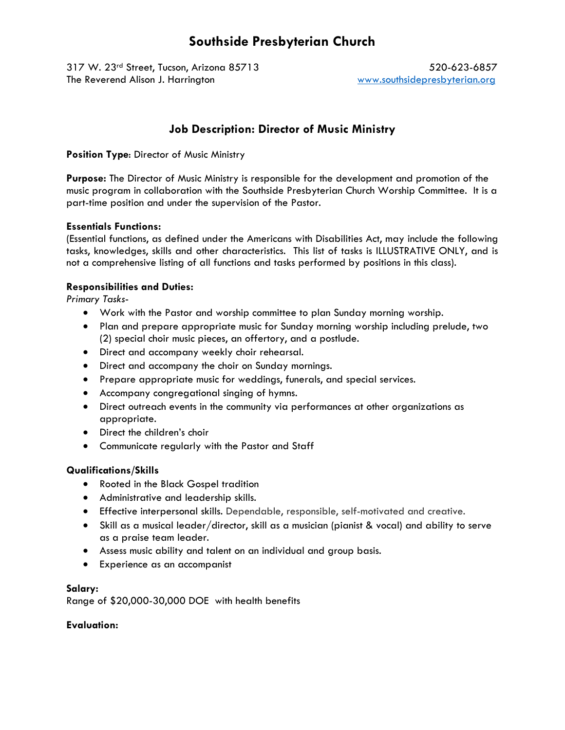# Southside Presbyterian Church

317 W. 23rd Street, Tucson, Arizona 85713 520-623-6857
The Reverend Alison J. Harrington www.southsidepresbyterian.org

## Job Description: Director of Music Ministry

**Position Type**: Director of Music Ministry

**Purpose:** The Director of Music Ministry is responsible for the development and promotion of the music program in collaboration with the Southside Presbyterian Church Worship Committee. It is a part-time position and under the supervision of the Pastor.

**Essentials Functions:**
(Essential functions, as defined under the Americans with Disabilities Act, may include the following tasks, knowledges, skills and other characteristics. This list of tasks is ILLUSTRATIVE ONLY, and is not a comprehensive listing of all functions and tasks performed by positions in this class).

**Responsibilities and Duties:**
*Primary Tasks-*

- Work with the Pastor and worship committee to plan Sunday morning worship.
- Plan and prepare appropriate music for Sunday morning worship including prelude, two (2) special choir music pieces, an offertory, and a postlude.
- Direct and accompany weekly choir rehearsal.
- Direct and accompany the choir on Sunday mornings.
- Prepare appropriate music for weddings, funerals, and special services.
- Accompany congregational singing of hymns.
- Direct outreach events in the community via performances at other organizations as appropriate.
- Direct the children's choir
- Communicate regularly with the Pastor and Staff

**Qualifications/Skills**

- Rooted in the Black Gospel tradition
- Administrative and leadership skills.
- Effective interpersonal skills. Dependable, responsible, self-motivated and creative.
- Skill as a musical leader/director, skill as a musician (pianist & vocal) and ability to serve as a praise team leader.
- Assess music ability and talent on an individual and group basis.
- Experience as an accompanist

**Salary:**
Range of $20,000-30,000 DOE with health benefits

**Evaluation:**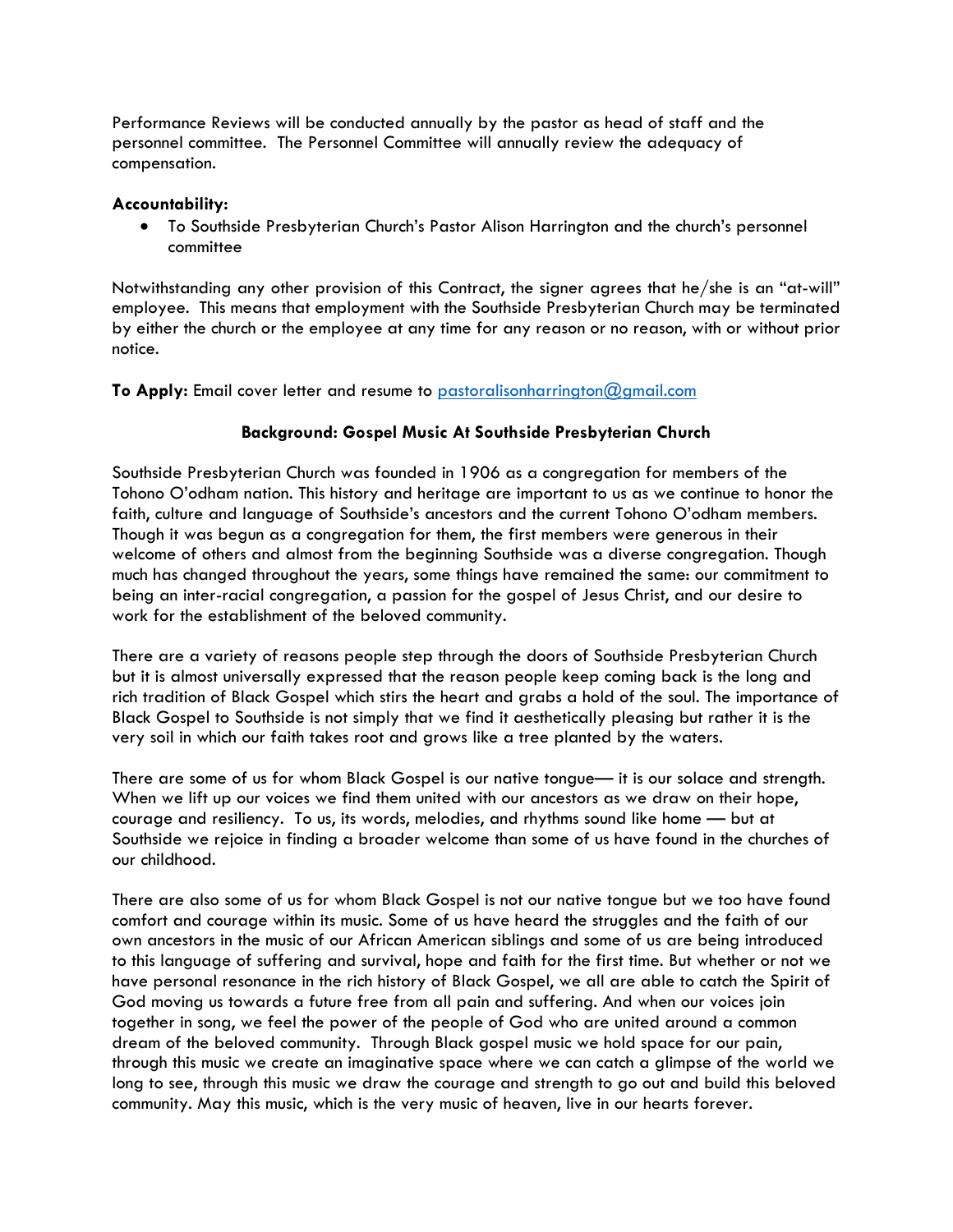Performance Reviews will be conducted annually by the pastor as head of staff and the personnel committee. The Personnel Committee will annually review the adequacy of compensation.

**Accountability:**

- To Southside Presbyterian Church's Pastor Alison Harrington and the church's personnel committee

Notwithstanding any other provision of this Contract, the signer agrees that he/she is an "at-will" employee. This means that employment with the Southside Presbyterian Church may be terminated by either the church or the employee at any time for any reason or no reason, with or without prior notice.

**To Apply:** Email cover letter and resume to pastoralisonharrington@gmail.com

### Background: Gospel Music At Southside Presbyterian Church

Southside Presbyterian Church was founded in 1906 as a congregation for members of the Tohono O'odham nation. This history and heritage are important to us as we continue to honor the faith, culture and language of Southside's ancestors and the current Tohono O'odham members. Though it was begun as a congregation for them, the first members were generous in their welcome of others and almost from the beginning Southside was a diverse congregation. Though much has changed throughout the years, some things have remained the same: our commitment to being an inter-racial congregation, a passion for the gospel of Jesus Christ, and our desire to work for the establishment of the beloved community.

There are a variety of reasons people step through the doors of Southside Presbyterian Church but it is almost universally expressed that the reason people keep coming back is the long and rich tradition of Black Gospel which stirs the heart and grabs a hold of the soul. The importance of Black Gospel to Southside is not simply that we find it aesthetically pleasing but rather it is the very soil in which our faith takes root and grows like a tree planted by the waters.

There are some of us for whom Black Gospel is our native tongue— it is our solace and strength. When we lift up our voices we find them united with our ancestors as we draw on their hope, courage and resiliency. To us, its words, melodies, and rhythms sound like home — but at Southside we rejoice in finding a broader welcome than some of us have found in the churches of our childhood.

There are also some of us for whom Black Gospel is not our native tongue but we too have found comfort and courage within its music. Some of us have heard the struggles and the faith of our own ancestors in the music of our African American siblings and some of us are being introduced to this language of suffering and survival, hope and faith for the first time. But whether or not we have personal resonance in the rich history of Black Gospel, we all are able to catch the Spirit of God moving us towards a future free from all pain and suffering. And when our voices join together in song, we feel the power of the people of God who are united around a common dream of the beloved community. Through Black gospel music we hold space for our pain, through this music we create an imaginative space where we can catch a glimpse of the world we long to see, through this music we draw the courage and strength to go out and build this beloved community. May this music, which is the very music of heaven, live in our hearts forever.